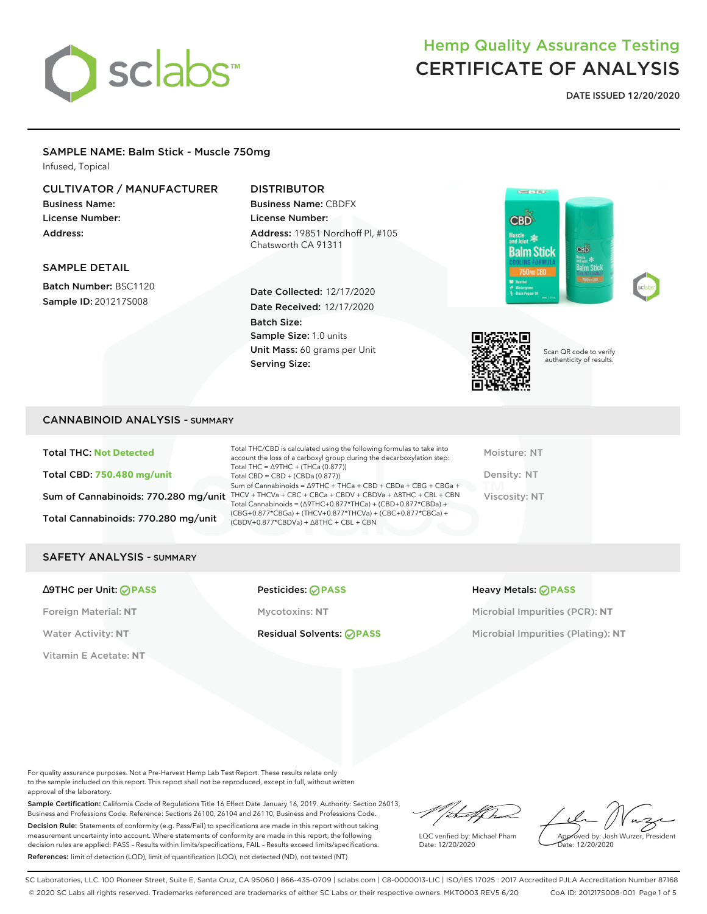# sclabs™

## Hemp Quality Assurance Testing
## CERTIFICATE OF ANALYSIS

**DATE ISSUED 12/20/2020**

### SAMPLE NAME: Balm Stick - Muscle 750mg
Infused, Topical

**CULTIVATOR / MANUFACTURER**
Business Name:
License Number:
Address:

**DISTRIBUTOR**
Business Name: CBDFX
License Number:
Address: 19851 Nordhoff Pl, #105 Chatsworth CA 91311

**SAMPLE DETAIL**
Batch Number: BSC1120
Sample ID: 201217S008

Date Collected: 12/17/2020
Date Received: 12/17/2020
Batch Size:
Sample Size: 1.0 units
Unit Mass: 60 grams per Unit
Serving Size:

Scan QR code to verify authenticity of results.

## CANNABINOID ANALYSIS - SUMMARY

Total THC: **Not Detected**
Total CBD: **750.480 mg/unit**
Sum of Cannabinoids: 770.280 mg/unit
Total Cannabinoids: 770.280 mg/unit

Total THC/CBD is calculated using the following formulas to take into account the loss of a carboxyl group during the decarboxylation step:
Total THC = Δ9THC + (THCa (0.877))
Total CBD = CBD + (CBDa (0.877))
Sum of Cannabinoids = Δ9THC + THCa + CBD + CBDa + CBG + CBGa + THCV + THCVa + CBC + CBCa + CBDV + CBDVa + Δ8THC + CBL + CBN
Total Cannabinoids = (Δ9THC+0.877*THCa) + (CBD+0.877*CBDa) + (CBG+0.877*CBGa) + (THCV+0.877*THCVa) + (CBC+0.877*CBCa) + (CBDV+0.877*CBDVa) + Δ8THC + CBL + CBN

Moisture: NT
Density: NT
Viscosity: NT

## SAFETY ANALYSIS - SUMMARY

Δ9THC per Unit: **PASS**
Foreign Material: NT
Water Activity: NT
Vitamin E Acetate: NT

Pesticides: **PASS**
Mycotoxins: NT
Residual Solvents: **PASS**

Heavy Metals: **PASS**
Microbial Impurities (PCR): NT
Microbial Impurities (Plating): NT

For quality assurance purposes. Not a Pre-Harvest Hemp Lab Test Report. These results relate only to the sample included on this report. This report shall not be reproduced, except in full, without written approval of the laboratory.

**Sample Certification:** California Code of Regulations Title 16 Effect Date January 16, 2019. Authority: Section 26013, Business and Professions Code. Reference: Sections 26100, 26104 and 26110, Business and Professions Code.

**Decision Rule:** Statements of conformity (e.g. Pass/Fail) to specifications are made in this report without taking measurement uncertainty into account. Where statements of conformity are made in this report, the following decision rules are applied: PASS - Results within limits/specifications, FAIL - Results exceed limits/specifications.

**References:** limit of detection (LOD), limit of quantification (LOQ), not detected (ND), not tested (NT)

LQC verified by: Michael Pham
Date: 12/20/2020

Approved by: Josh Wurzer, President
Date: 12/20/2020

SC Laboratories, LLC. 100 Pioneer Street, Suite E, Santa Cruz, CA 95060 | 866-435-0709 | sclabs.com | C8-0000013-LIC | ISO/IES 17025 : 2017 Accredited PJLA Accreditation Number 87168
© 2020 SC Labs all rights reserved. Trademarks referenced are trademarks of either SC Labs or their respective owners. MKT0003 REV5 6/20 CoA ID: 201217S008-001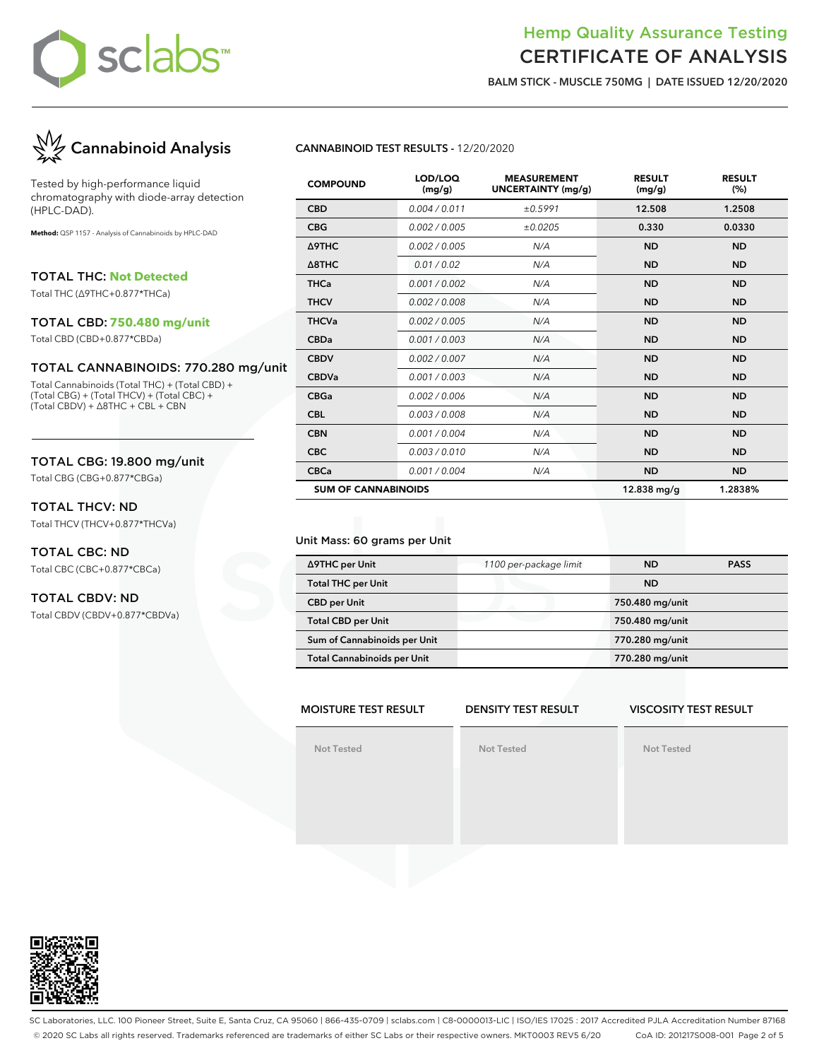# Hemp Quality Assurance Testing
# CERTIFICATE OF ANALYSIS

**BALM STICK - MUSCLE 750MG | DATE ISSUED 12/20/2020**

## Cannabinoid Analysis

Tested by high-performance liquid chromatography with diode-array detection (HPLC-DAD).

**Method:** QSP 1157 - Analysis of Cannabinoids by HPLC-DAD

### TOTAL THC: Not Detected

Total THC (Δ9THC+0.877*THCa)

### TOTAL CBD: 750.480 mg/unit

Total CBD (CBD+0.877*CBDa)

### TOTAL CANNABINOIDS: 770.280 mg/unit

Total Cannabinoids (Total THC) + (Total CBD) + (Total CBG) + (Total THCV) + (Total CBC) + (Total CBDV) + Δ8THC + CBL + CBN

### TOTAL CBG: 19.800 mg/unit

Total CBG (CBG+0.877*CBGa)

### TOTAL THCV: ND

Total THCV (THCV+0.877*THCVa)

### TOTAL CBC: ND

Total CBC (CBC+0.877*CBCa)

### TOTAL CBDV: ND

Total CBDV (CBDV+0.877*CBDVa)

**CANNABINOID TEST RESULTS** - 12/20/2020

| COMPOUND | LOD/LOQ (mg/g) | MEASUREMENT UNCERTAINTY (mg/g) | RESULT (mg/g) | RESULT (%) |
|---|---|---|---|---|
| CBD | 0.004 / 0.011 | ±0.5991 | 12.508 | 1.2508 |
| CBG | 0.002 / 0.005 | ±0.0205 | 0.330 | 0.0330 |
| Δ9THC | 0.002 / 0.005 | N/A | ND | ND |
| Δ8THC | 0.01 / 0.02 | N/A | ND | ND |
| THCa | 0.001 / 0.002 | N/A | ND | ND |
| THCV | 0.002 / 0.008 | N/A | ND | ND |
| THCVa | 0.002 / 0.005 | N/A | ND | ND |
| CBDa | 0.001 / 0.003 | N/A | ND | ND |
| CBDV | 0.002 / 0.007 | N/A | ND | ND |
| CBDVa | 0.001 / 0.003 | N/A | ND | ND |
| CBGa | 0.002 / 0.006 | N/A | ND | ND |
| CBL | 0.003 / 0.008 | N/A | ND | ND |
| CBN | 0.001 / 0.004 | N/A | ND | ND |
| CBC | 0.003 / 0.010 | N/A | ND | ND |
| CBCa | 0.001 / 0.004 | N/A | ND | ND |
| **SUM OF CANNABINOIDS** | | | 12.838 mg/g | 1.2838% |

Unit Mass: 60 grams per Unit

| | | | |
|---|---|---|---|
| Δ9THC per Unit | 1100 per-package limit | ND | PASS |
| Total THC per Unit | | ND | |
| CBD per Unit | | 750.480 mg/unit | |
| Total CBD per Unit | | 750.480 mg/unit | |
| Sum of Cannabinoids per Unit | | 770.280 mg/unit | |
| Total Cannabinoids per Unit | | 770.280 mg/unit | |

| MOISTURE TEST RESULT | DENSITY TEST RESULT | VISCOSITY TEST RESULT |
|---|---|---|
| Not Tested | Not Tested | Not Tested |

SC Laboratories, LLC. 100 Pioneer Street, Suite E, Santa Cruz, CA 95060 | 866-435-0709 | sclabs.com | C8-0000013-LIC | ISO/IES 17025 : 2017 Accredited PJLA Accreditation Number 87168

© 2020 SC Labs all rights reserved. Trademarks referenced are trademarks of either SC Labs or their respective owners. MKT0003 REV5 6/20 CoA ID: 201217S008-001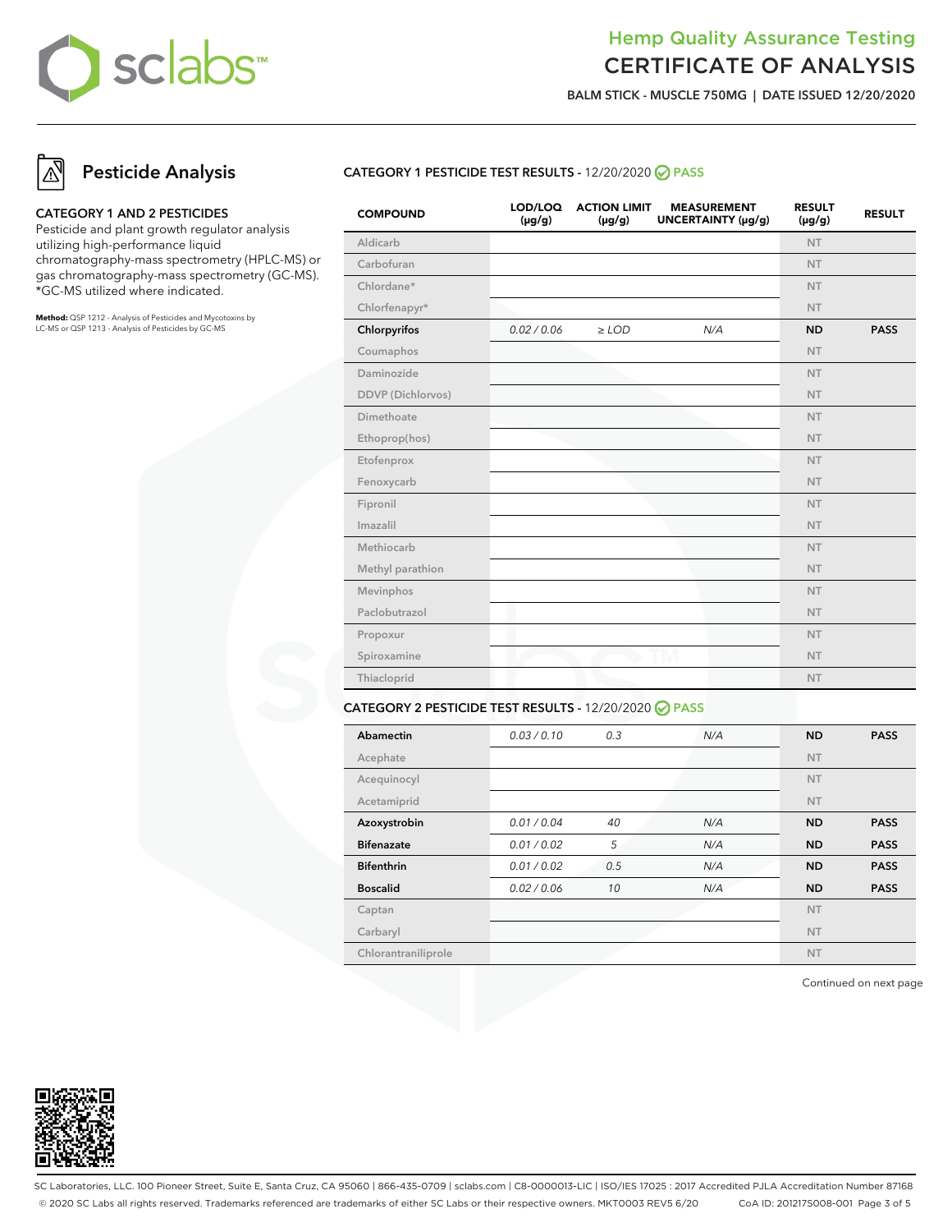# Hemp Quality Assurance Testing
## CERTIFICATE OF ANALYSIS

**BALM STICK - MUSCLE 750MG | DATE ISSUED 12/20/2020**

## Pesticide Analysis

### CATEGORY 1 AND 2 PESTICIDES

Pesticide and plant growth regulator analysis utilizing high-performance liquid chromatography-mass spectrometry (HPLC-MS) or gas chromatography-mass spectrometry (GC-MS). *GC-MS utilized where indicated.

**Method:** QSP 1212 - Analysis of Pesticides and Mycotoxins by LC-MS or QSP 1213 - Analysis of Pesticides by GC-MS

### CATEGORY 1 PESTICIDE TEST RESULTS - 12/20/2020 PASS

| COMPOUND | LOD/LOQ (μg/g) | ACTION LIMIT (μg/g) | MEASUREMENT UNCERTAINTY (μg/g) | RESULT (μg/g) | RESULT |
|---|---|---|---|---|---|
| Aldicarb | | | | NT | |
| Carbofuran | | | | NT | |
| Chlordane* | | | | NT | |
| Chlorfenapyr* | | | | NT | |
| **Chlorpyrifos** | *0.02 / 0.06* | *≥ LOD* | *N/A* | **ND** | **PASS** |
| Coumaphos | | | | NT | |
| Daminozide | | | | NT | |
| DDVP (Dichlorvos) | | | | NT | |
| Dimethoate | | | | NT | |
| Ethoprop(hos) | | | | NT | |
| Etofenprox | | | | NT | |
| Fenoxycarb | | | | NT | |
| Fipronil | | | | NT | |
| Imazalil | | | | NT | |
| Methiocarb | | | | NT | |
| Methyl parathion | | | | NT | |
| Mevinphos | | | | NT | |
| Paclobutrazol | | | | NT | |
| Propoxur | | | | NT | |
| Spiroxamine | | | | NT | |
| Thiacloprid | | | | NT | |

### CATEGORY 2 PESTICIDE TEST RESULTS - 12/20/2020 PASS

| COMPOUND | LOD/LOQ (μg/g) | ACTION LIMIT (μg/g) | MEASUREMENT UNCERTAINTY (μg/g) | RESULT (μg/g) | RESULT |
|---|---|---|---|---|---|
| **Abamectin** | *0.03 / 0.10* | *0.3* | *N/A* | **ND** | **PASS** |
| Acephate | | | | NT | |
| Acequinocyl | | | | NT | |
| Acetamiprid | | | | NT | |
| **Azoxystrobin** | *0.01 / 0.04* | *40* | *N/A* | **ND** | **PASS** |
| **Bifenazate** | *0.01 / 0.02* | *5* | *N/A* | **ND** | **PASS** |
| **Bifenthrin** | *0.01 / 0.02* | *0.5* | *N/A* | **ND** | **PASS** |
| **Boscalid** | *0.02 / 0.06* | *10* | *N/A* | **ND** | **PASS** |
| Captan | | | | NT | |
| Carbaryl | | | | NT | |
| Chlorantraniliprole | | | | NT | |

Continued on next page

SC Laboratories, LLC. 100 Pioneer Street, Suite E, Santa Cruz, CA 95060 | 866-435-0709 | sclabs.com | C8-0000013-LIC | ISO/IES 17025 : 2017 Accredited PJLA Accreditation Number 87168
© 2020 SC Labs all rights reserved. Trademarks referenced are trademarks of either SC Labs or their respective owners. MKT0003 REV5 6/20 CoA ID: 201217S008-001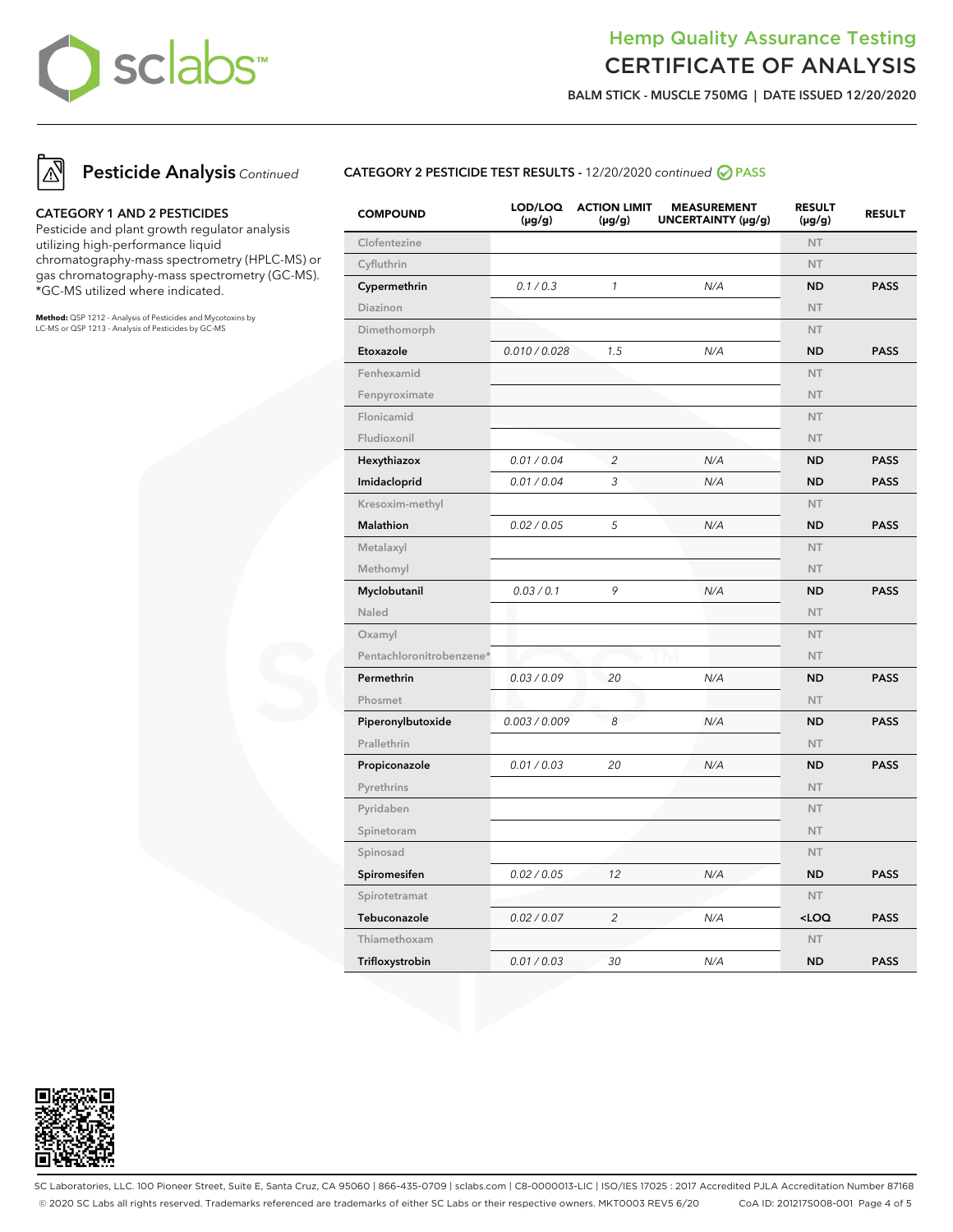# Hemp Quality Assurance Testing
## CERTIFICATE OF ANALYSIS

**BALM STICK - MUSCLE 750MG | DATE ISSUED 12/20/2020**

## Pesticide Analysis *Continued*

### CATEGORY 1 AND 2 PESTICIDES

Pesticide and plant growth regulator analysis utilizing high-performance liquid chromatography-mass spectrometry (HPLC-MS) or gas chromatography-mass spectrometry (GC-MS). *GC-MS utilized where indicated.

**Method:** QSP 1212 - Analysis of Pesticides and Mycotoxins by LC-MS or QSP 1213 - Analysis of Pesticides by GC-MS

### CATEGORY 2 PESTICIDE TEST RESULTS - 12/20/2020 *continued* PASS

| COMPOUND | LOD/LOQ (µg/g) | ACTION LIMIT (µg/g) | MEASUREMENT UNCERTAINTY (µg/g) | RESULT (µg/g) | RESULT |
|---|---|---|---|---|---|
| Clofentezine | | | | NT | |
| Cyfluthrin | | | | NT | |
| **Cypermethrin** | *0.1 / 0.3* | *1* | *N/A* | **ND** | **PASS** |
| Diazinon | | | | NT | |
| Dimethomorph | | | | NT | |
| **Etoxazole** | *0.010 / 0.028* | *1.5* | *N/A* | **ND** | **PASS** |
| Fenhexamid | | | | NT | |
| Fenpyroximate | | | | NT | |
| Flonicamid | | | | NT | |
| Fludioxonil | | | | NT | |
| **Hexythiazox** | *0.01 / 0.04* | *2* | *N/A* | **ND** | **PASS** |
| **Imidacloprid** | *0.01 / 0.04* | *3* | *N/A* | **ND** | **PASS** |
| Kresoxim-methyl | | | | NT | |
| **Malathion** | *0.02 / 0.05* | *5* | *N/A* | **ND** | **PASS** |
| Metalaxyl | | | | NT | |
| Methomyl | | | | NT | |
| **Myclobutanil** | *0.03 / 0.1* | *9* | *N/A* | **ND** | **PASS** |
| Naled | | | | NT | |
| Oxamyl | | | | NT | |
| Pentachloronitrobenzene* | | | | NT | |
| **Permethrin** | *0.03 / 0.09* | *20* | *N/A* | **ND** | **PASS** |
| Phosmet | | | | NT | |
| **Piperonylbutoxide** | *0.003 / 0.009* | *8* | *N/A* | **ND** | **PASS** |
| Prallethrin | | | | NT | |
| **Propiconazole** | *0.01 / 0.03* | *20* | *N/A* | **ND** | **PASS** |
| Pyrethrins | | | | NT | |
| Pyridaben | | | | NT | |
| Spinetoram | | | | NT | |
| Spinosad | | | | NT | |
| **Spiromesifen** | *0.02 / 0.05* | *12* | *N/A* | **ND** | **PASS** |
| Spirotetramat | | | | NT | |
| **Tebuconazole** | *0.02 / 0.07* | *2* | *N/A* | **<LOQ** | **PASS** |
| Thiamethoxam | | | | NT | |
| **Trifloxystrobin** | *0.01 / 0.03* | *30* | *N/A* | **ND** | **PASS** |

SC Laboratories, LLC. 100 Pioneer Street, Suite E, Santa Cruz, CA 95060 | 866-435-0709 | sclabs.com | C8-0000013-LIC | ISO/IES 17025 : 2017 Accredited PJLA Accreditation Number 87168
© 2020 SC Labs all rights reserved. Trademarks referenced are trademarks of either SC Labs or their respective owners. MKT0003 REV5 6/20 CoA ID: 201217S008-001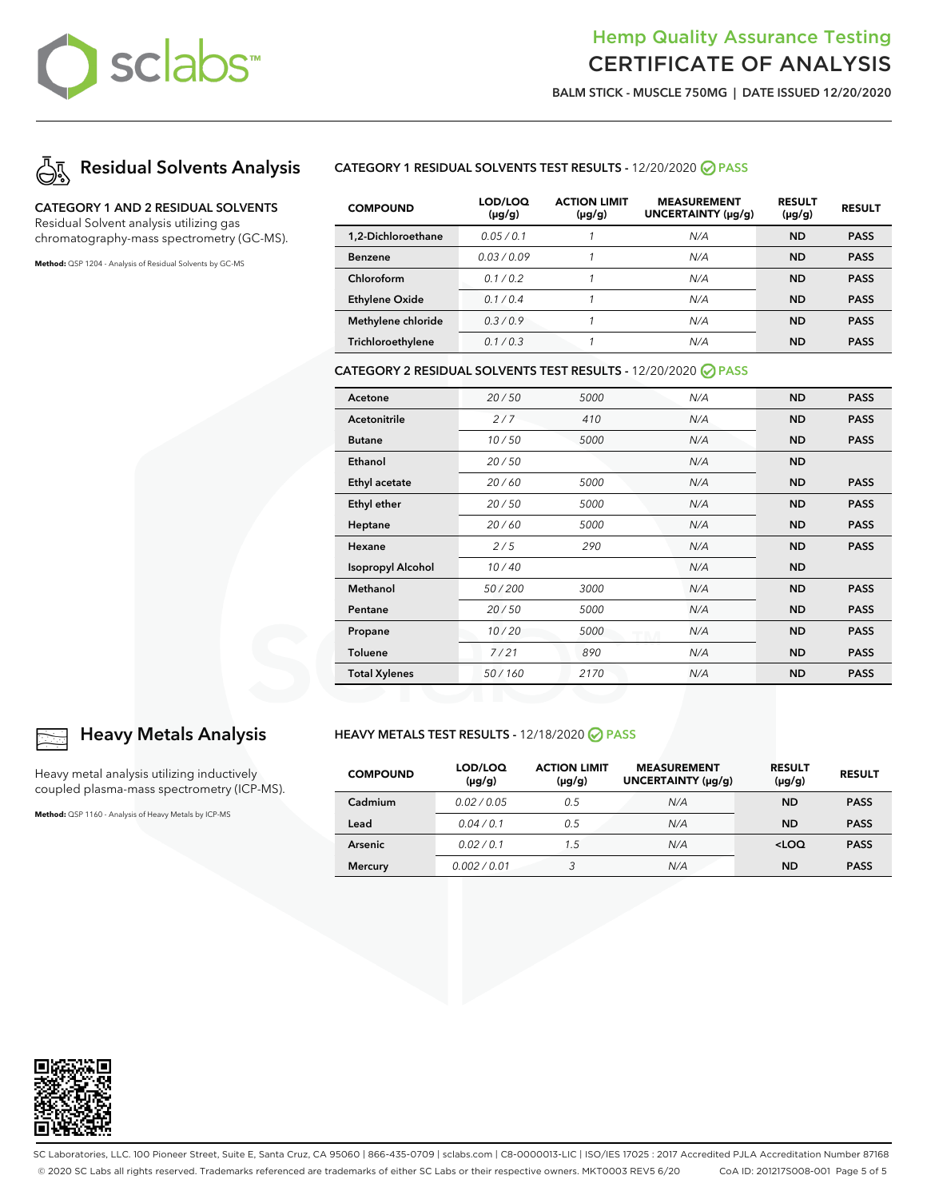# Hemp Quality Assurance Testing
# CERTIFICATE OF ANALYSIS

**BALM STICK - MUSCLE 750MG | DATE ISSUED 12/20/2020**

## Residual Solvents Analysis

**CATEGORY 1 AND 2 RESIDUAL SOLVENTS**
Residual Solvent analysis utilizing gas chromatography-mass spectrometry (GC-MS).

**Method:** QSP 1204 - Analysis of Residual Solvents by GC-MS

### CATEGORY 1 RESIDUAL SOLVENTS TEST RESULTS - 12/20/2020 PASS

| COMPOUND | LOD/LOQ (μg/g) | ACTION LIMIT (μg/g) | MEASUREMENT UNCERTAINTY (μg/g) | RESULT (μg/g) | RESULT |
|---|---|---|---|---|---|
| 1,2-Dichloroethane | 0.05 / 0.1 | 1 | N/A | ND | PASS |
| Benzene | 0.03 / 0.09 | 1 | N/A | ND | PASS |
| Chloroform | 0.1 / 0.2 | 1 | N/A | ND | PASS |
| Ethylene Oxide | 0.1 / 0.4 | 1 | N/A | ND | PASS |
| Methylene chloride | 0.3 / 0.9 | 1 | N/A | ND | PASS |
| Trichloroethylene | 0.1 / 0.3 | 1 | N/A | ND | PASS |

### CATEGORY 2 RESIDUAL SOLVENTS TEST RESULTS - 12/20/2020 PASS

| COMPOUND | LOD/LOQ (μg/g) | ACTION LIMIT (μg/g) | MEASUREMENT UNCERTAINTY (μg/g) | RESULT (μg/g) | RESULT |
|---|---|---|---|---|---|
| Acetone | 20 / 50 | 5000 | N/A | ND | PASS |
| Acetonitrile | 2 / 7 | 410 | N/A | ND | PASS |
| Butane | 10 / 50 | 5000 | N/A | ND | PASS |
| Ethanol | 20 / 50 | | N/A | ND | |
| Ethyl acetate | 20 / 60 | 5000 | N/A | ND | PASS |
| Ethyl ether | 20 / 50 | 5000 | N/A | ND | PASS |
| Heptane | 20 / 60 | 5000 | N/A | ND | PASS |
| Hexane | 2 / 5 | 290 | N/A | ND | PASS |
| Isopropyl Alcohol | 10 / 40 | | N/A | ND | |
| Methanol | 50 / 200 | 3000 | N/A | ND | PASS |
| Pentane | 20 / 50 | 5000 | N/A | ND | PASS |
| Propane | 10 / 20 | 5000 | N/A | ND | PASS |
| Toluene | 7 / 21 | 890 | N/A | ND | PASS |
| Total Xylenes | 50 / 160 | 2170 | N/A | ND | PASS |

## Heavy Metals Analysis

Heavy metal analysis utilizing inductively coupled plasma-mass spectrometry (ICP-MS).

**Method:** QSP 1160 - Analysis of Heavy Metals by ICP-MS

### HEAVY METALS TEST RESULTS - 12/18/2020 PASS

| COMPOUND | LOD/LOQ (μg/g) | ACTION LIMIT (μg/g) | MEASUREMENT UNCERTAINTY (μg/g) | RESULT (μg/g) | RESULT |
|---|---|---|---|---|---|
| Cadmium | 0.02 / 0.05 | 0.5 | N/A | ND | PASS |
| Lead | 0.04 / 0.1 | 0.5 | N/A | ND | PASS |
| Arsenic | 0.02 / 0.1 | 1.5 | N/A | <LOQ | PASS |
| Mercury | 0.002 / 0.01 | 3 | N/A | ND | PASS |

SC Laboratories, LLC. 100 Pioneer Street, Suite E, Santa Cruz, CA 95060 | 866-435-0709 | sclabs.com | C8-0000013-LIC | ISO/IES 17025 : 2017 Accredited PJLA Accreditation Number 87168
© 2020 SC Labs all rights reserved. Trademarks referenced are trademarks of either SC Labs or their respective owners. MKT0003 REV5 6/20 CoA ID: 201217S008-001